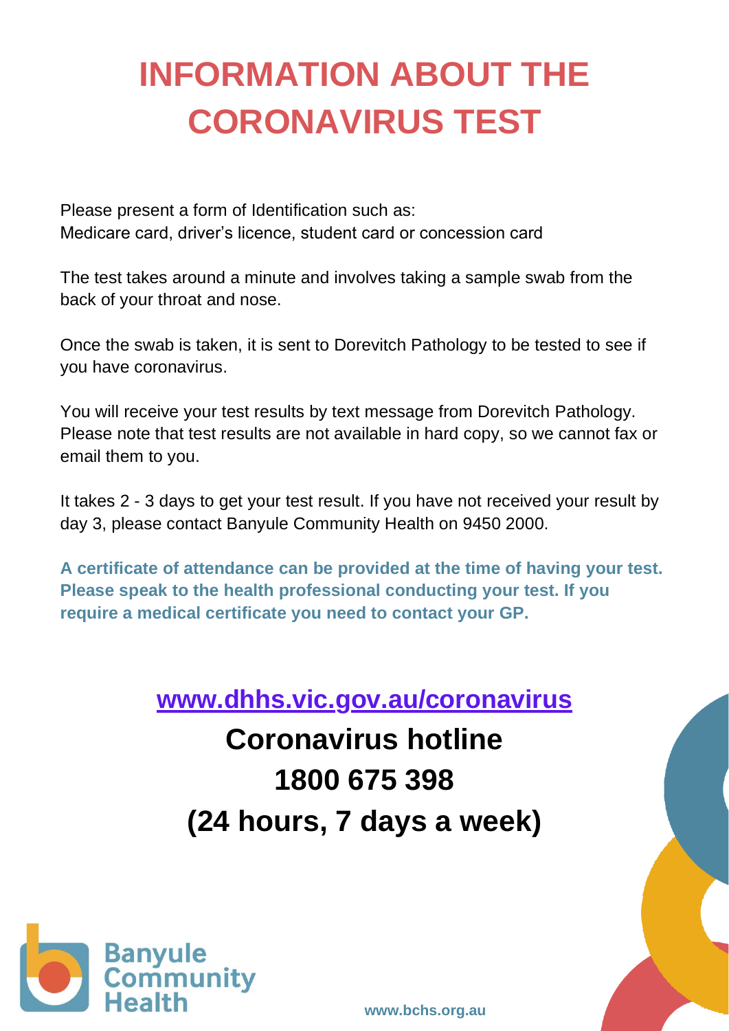# INFORMATION ABOUT THE CORONAVIRUS TEST

Please present a form of Identification such as:
Medicare card, driver's licence, student card or concession card

The test takes around a minute and involves taking a sample swab from the back of your throat and nose.

Once the swab is taken, it is sent to Dorevitch Pathology to be tested to see if you have coronavirus.

You will receive your test results by text message from Dorevitch Pathology. Please note that test results are not available in hard copy, so we cannot fax or email them to you.

It takes 2 - 3 days to get your test result. If you have not received your result by day 3, please contact Banyule Community Health on 9450 2000.

**A certificate of attendance can be provided at the time of having your test. Please speak to the health professional conducting your test. If you require a medical certificate you need to contact your GP.**

**www.dhhs.vic.gov.au/coronavirus**

**Coronavirus hotline**
**1800 675 398**
**(24 hours, 7 days a week)**

Banyule Community Health

www.bchs.org.au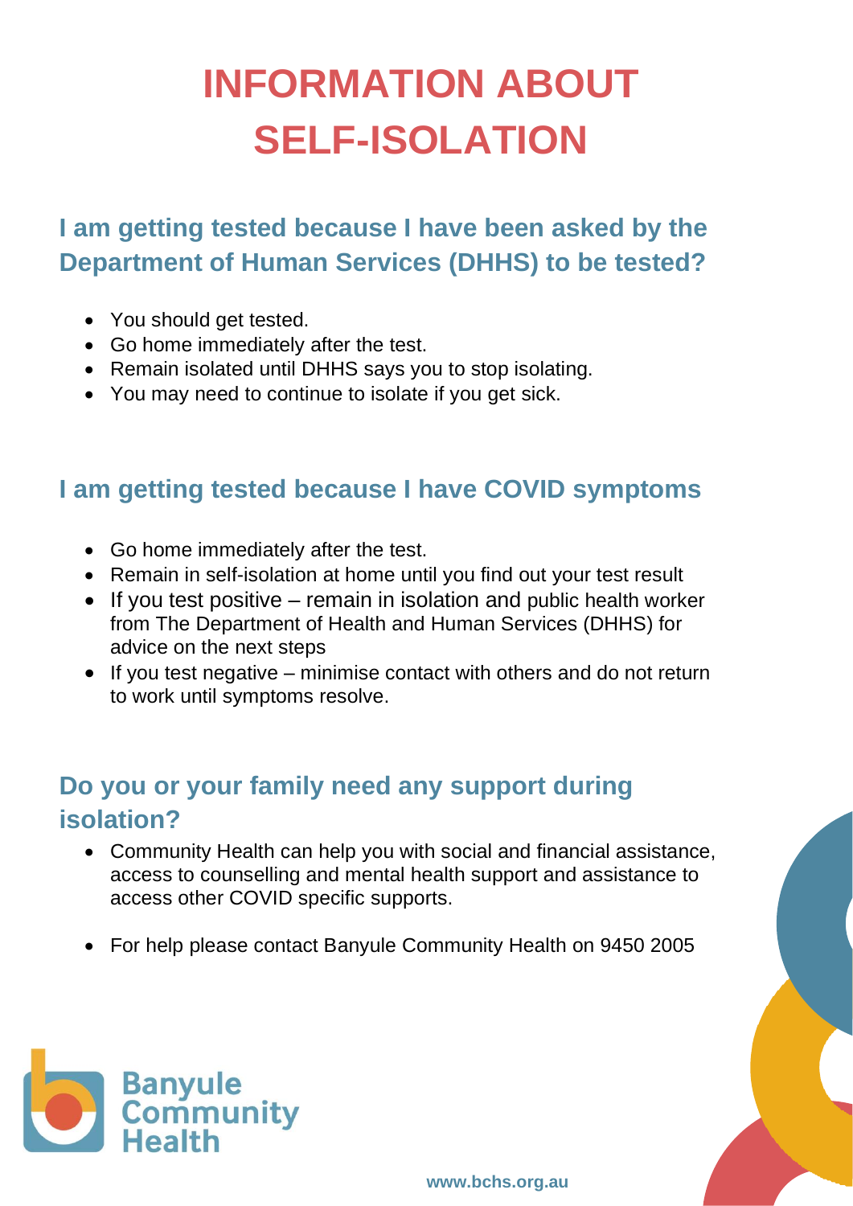# INFORMATION ABOUT SELF-ISOLATION

## I am getting tested because I have been asked by the Department of Human Services (DHHS) to be tested?

- You should get tested.
- Go home immediately after the test.
- Remain isolated until DHHS says you to stop isolating.
- You may need to continue to isolate if you get sick.

## I am getting tested because I have COVID symptoms

- Go home immediately after the test.
- Remain in self-isolation at home until you find out your test result
- If you test positive – remain in isolation and public health worker from The Department of Health and Human Services (DHHS) for advice on the next steps
- If you test negative – minimise contact with others and do not return to work until symptoms resolve.

## Do you or your family need any support during isolation?

- Community Health can help you with social and financial assistance, access to counselling and mental health support and assistance to access other COVID specific supports.
- For help please contact Banyule Community Health on 9450 2005

Banyule Community Health

www.bchs.org.au